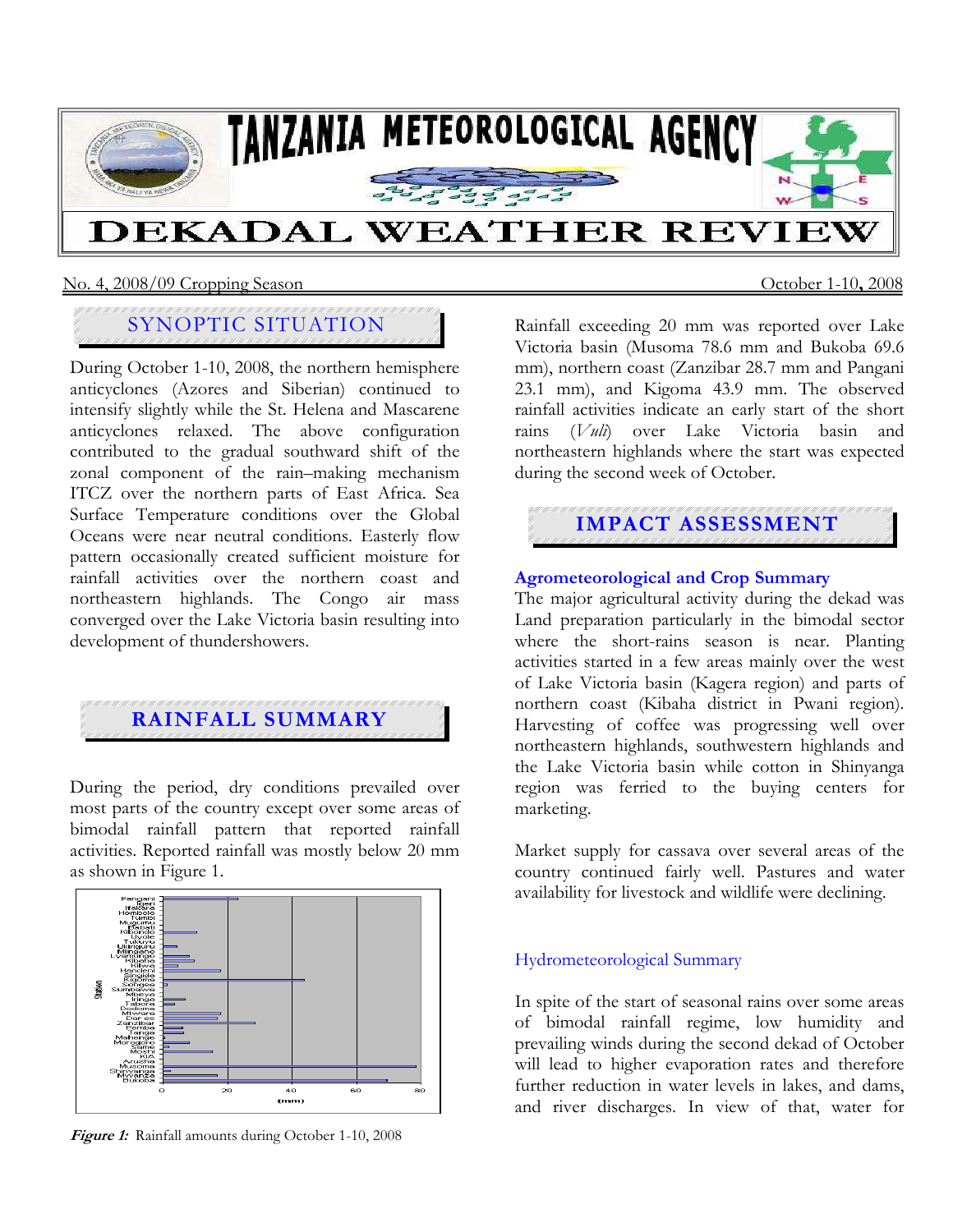# TANZANIA METEOROLOGICAL AGENCY

# DEKADAL WEATHER REVIEW

No. 4, 2008/09 Cropping Season — October 1-10, 2008

## SYNOPTIC SITUATION

During October 1-10, 2008, the northern hemisphere anticyclones (Azores and Siberian) continued to intensify slightly while the St. Helena and Mascarene anticyclones relaxed. The above configuration contributed to the gradual southward shift of the zonal component of the rain–making mechanism ITCZ over the northern parts of East Africa. Sea Surface Temperature conditions over the Global Oceans were near neutral conditions. Easterly flow pattern occasionally created sufficient moisture for rainfall activities over the northern coast and northeastern highlands. The Congo air mass converged over the Lake Victoria basin resulting into development of thundershowers.

## RAINFALL SUMMARY

During the period, dry conditions prevailed over most parts of the country except over some areas of bimodal rainfall pattern that reported rainfall activities. Reported rainfall was mostly below 20 mm as shown in Figure 1.

***Figure 1:*** Rainfall amounts during October 1-10, 2008

Rainfall exceeding 20 mm was reported over Lake Victoria basin (Musoma 78.6 mm and Bukoba 69.6 mm), northern coast (Zanzibar 28.7 mm and Pangani 23.1 mm), and Kigoma 43.9 mm. The observed rainfall activities indicate an early start of the short rains (*Vuli*) over Lake Victoria basin and northeastern highlands where the start was expected during the second week of October.

## IMPACT ASSESSMENT

### Agrometeorological and Crop Summary

The major agricultural activity during the dekad was Land preparation particularly in the bimodal sector where the short-rains season is near. Planting activities started in a few areas mainly over the west of Lake Victoria basin (Kagera region) and parts of northern coast (Kibaha district in Pwani region). Harvesting of coffee was progressing well over northeastern highlands, southwestern highlands and the Lake Victoria basin while cotton in Shinyanga region was ferried to the buying centers for marketing.

Market supply for cassava over several areas of the country continued fairly well. Pastures and water availability for livestock and wildlife were declining.

### Hydrometeorological Summary

In spite of the start of seasonal rains over some areas of bimodal rainfall regime, low humidity and prevailing winds during the second dekad of October will lead to higher evaporation rates and therefore further reduction in water levels in lakes, and dams, and river discharges. In view of that, water for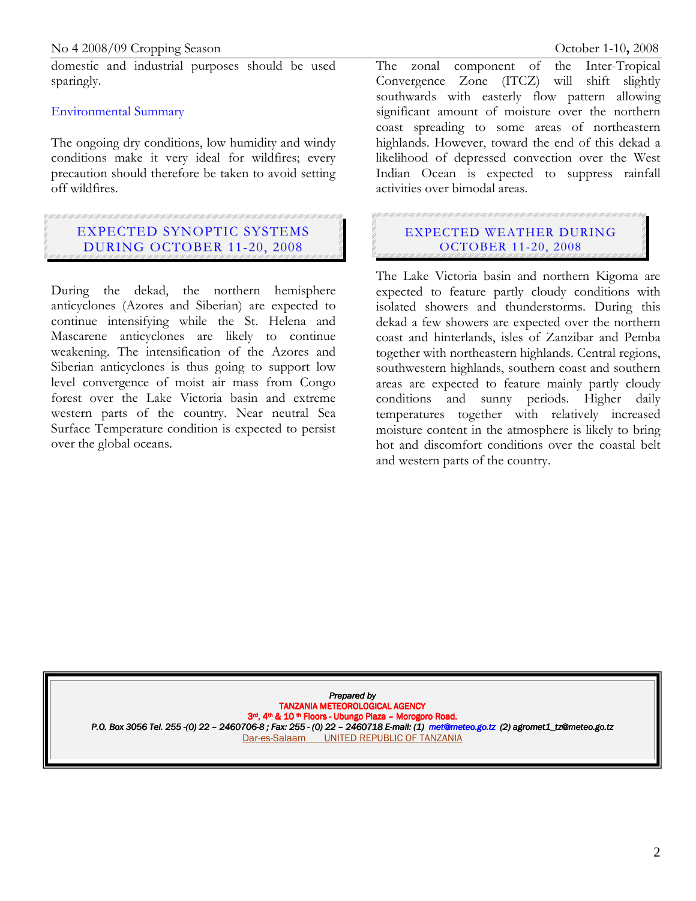domestic and industrial purposes should be used sparingly.

## Environmental Summary

The ongoing dry conditions, low humidity and windy conditions make it very ideal for wildfires; every precaution should therefore be taken to avoid setting off wildfires.

## EXPECTED SYNOPTIC SYSTEMS DURING OCTOBER 11-20, 2008

During the dekad, the northern hemisphere anticyclones (Azores and Siberian) are expected to continue intensifying while the St. Helena and Mascarene anticyclones are likely to continue weakening. The intensification of the Azores and Siberian anticyclones is thus going to support low level convergence of moist air mass from Congo forest over the Lake Victoria basin and extreme western parts of the country. Near neutral Sea Surface Temperature condition is expected to persist over the global oceans.

The zonal component of the Inter-Tropical Convergence Zone (ITCZ) will shift slightly southwards with easterly flow pattern allowing significant amount of moisture over the northern coast spreading to some areas of northeastern highlands. However, toward the end of this dekad a likelihood of depressed convection over the West Indian Ocean is expected to suppress rainfall activities over bimodal areas.

## EXPECTED WEATHER DURING OCTOBER 11-20, 2008

The Lake Victoria basin and northern Kigoma are expected to feature partly cloudy conditions with isolated showers and thunderstorms. During this dekad a few showers are expected over the northern coast and hinterlands, isles of Zanzibar and Pemba together with northeastern highlands. Central regions, southwestern highlands, southern coast and southern areas are expected to feature mainly partly cloudy conditions and sunny periods. Higher daily temperatures together with relatively increased moisture content in the atmosphere is likely to bring hot and discomfort conditions over the coastal belt and western parts of the country.

*Prepared by*
**TANZANIA METEOROLOGICAL AGENCY**
**3rd, 4th & 10th Floors - Ubungo Plaza – Morogoro Road.**
*P.O. Box 3056 Tel. 255 -(0) 22 – 2460706-8 ; Fax: 255 - (0) 22 – 2460718 E-mail: (1) met@meteo.go.tz (2) agromet1_tz@meteo.go.tz*
Dar-es-Salaam UNITED REPUBLIC OF TANZANIA